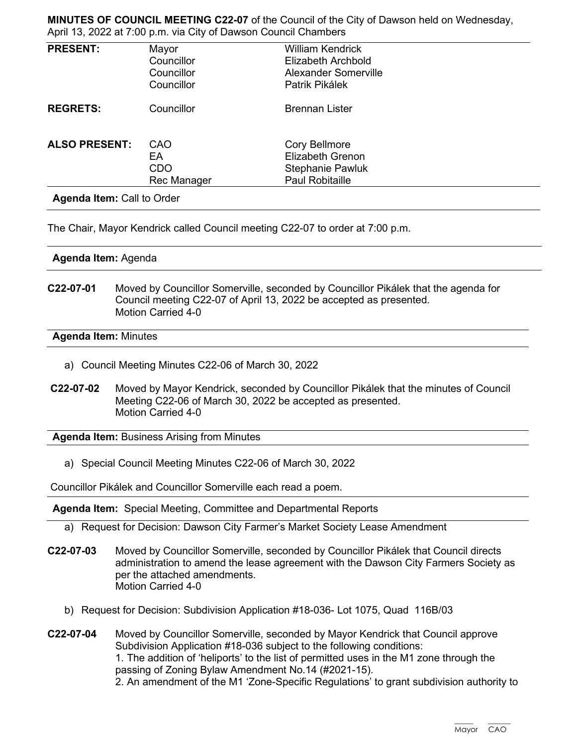**MINUTES OF COUNCIL MEETING C22-07** of the Council of the City of Dawson held on Wednesday, April 13, 2022 at 7:00 p.m. via City of Dawson Council Chambers

| | | |
|---|---|---|
| **PRESENT:** | Mayor | William Kendrick |
| | Councillor | Elizabeth Archbold |
| | Councillor | Alexander Somerville |
| | Councillor | Patrik Pikálek |
| **REGRETS:** | Councillor | Brennan Lister |
| **ALSO PRESENT:** | CAO | Cory Bellmore |
| | EA | Elizabeth Grenon |
| | CDO | Stephanie Pawluk |
| | Rec Manager | Paul Robitaille |

**Agenda Item:** Call to Order

The Chair, Mayor Kendrick called Council meeting C22-07 to order at 7:00 p.m.

**Agenda Item:** Agenda

**C22-07-01** Moved by Councillor Somerville, seconded by Councillor Pikálek that the agenda for Council meeting C22-07 of April 13, 2022 be accepted as presented.
Motion Carried 4-0

**Agenda Item:** Minutes

a) Council Meeting Minutes C22-06 of March 30, 2022

**C22-07-02** Moved by Mayor Kendrick, seconded by Councillor Pikálek that the minutes of Council Meeting C22-06 of March 30, 2022 be accepted as presented.
Motion Carried 4-0

**Agenda Item:** Business Arising from Minutes

a) Special Council Meeting Minutes C22-06 of March 30, 2022

Councillor Pikálek and Councillor Somerville each read a poem.

**Agenda Item:** Special Meeting, Committee and Departmental Reports

a) Request for Decision: Dawson City Farmer's Market Society Lease Amendment

**C22-07-03** Moved by Councillor Somerville, seconded by Councillor Pikálek that Council directs administration to amend the lease agreement with the Dawson City Farmers Society as per the attached amendments.
Motion Carried 4-0

b) Request for Decision: Subdivision Application #18-036- Lot 1075, Quad 116B/03

**C22-07-04** Moved by Councillor Somerville, seconded by Mayor Kendrick that Council approve Subdivision Application #18-036 subject to the following conditions:
1. The addition of 'heliports' to the list of permitted uses in the M1 zone through the passing of Zoning Bylaw Amendment No.14 (#2021-15).
2. An amendment of the M1 'Zone-Specific Regulations' to grant subdivision authority to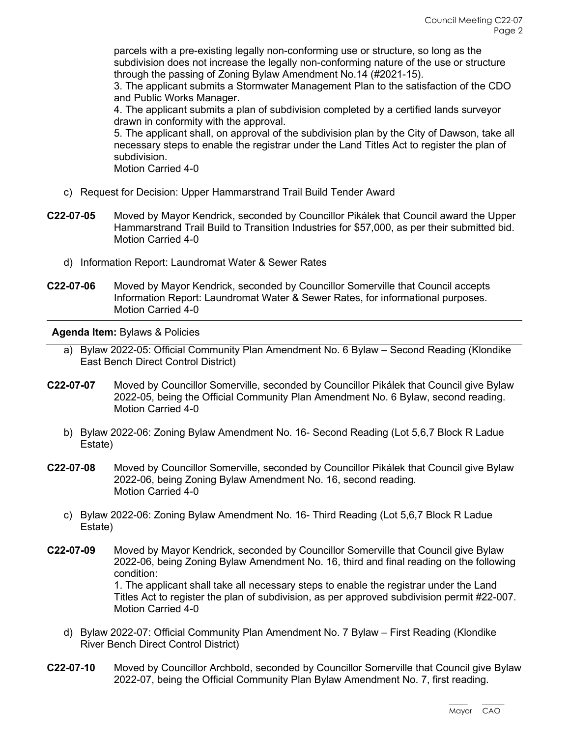parcels with a pre-existing legally non-conforming use or structure, so long as the subdivision does not increase the legally non-conforming nature of the use or structure through the passing of Zoning Bylaw Amendment No.14 (#2021-15).
3. The applicant submits a Stormwater Management Plan to the satisfaction of the CDO and Public Works Manager.
4. The applicant submits a plan of subdivision completed by a certified lands surveyor drawn in conformity with the approval.
5. The applicant shall, on approval of the subdivision plan by the City of Dawson, take all necessary steps to enable the registrar under the Land Titles Act to register the plan of subdivision.
Motion Carried 4-0

c) Request for Decision: Upper Hammarstrand Trail Build Tender Award

**C22-07-05** Moved by Mayor Kendrick, seconded by Councillor Pikálek that Council award the Upper Hammarstrand Trail Build to Transition Industries for $57,000, as per their submitted bid.
Motion Carried 4-0

d) Information Report: Laundromat Water & Sewer Rates

**C22-07-06** Moved by Mayor Kendrick, seconded by Councillor Somerville that Council accepts Information Report: Laundromat Water & Sewer Rates, for informational purposes.
Motion Carried 4-0

---

**Agenda Item:** Bylaws & Policies

---

a) Bylaw 2022-05: Official Community Plan Amendment No. 6 Bylaw – Second Reading (Klondike East Bench Direct Control District)

**C22-07-07** Moved by Councillor Somerville, seconded by Councillor Pikálek that Council give Bylaw 2022-05, being the Official Community Plan Amendment No. 6 Bylaw, second reading.
Motion Carried 4-0

b) Bylaw 2022-06: Zoning Bylaw Amendment No. 16- Second Reading (Lot 5,6,7 Block R Ladue Estate)

**C22-07-08** Moved by Councillor Somerville, seconded by Councillor Pikálek that Council give Bylaw 2022-06, being Zoning Bylaw Amendment No. 16, second reading.
Motion Carried 4-0

c) Bylaw 2022-06: Zoning Bylaw Amendment No. 16- Third Reading (Lot 5,6,7 Block R Ladue Estate)

**C22-07-09** Moved by Mayor Kendrick, seconded by Councillor Somerville that Council give Bylaw 2022-06, being Zoning Bylaw Amendment No. 16, third and final reading on the following condition:
1. The applicant shall take all necessary steps to enable the registrar under the Land Titles Act to register the plan of subdivision, as per approved subdivision permit #22-007.
Motion Carried 4-0

d) Bylaw 2022-07: Official Community Plan Amendment No. 7 Bylaw – First Reading (Klondike River Bench Direct Control District)

**C22-07-10** Moved by Councillor Archbold, seconded by Councillor Somerville that Council give Bylaw 2022-07, being the Official Community Plan Bylaw Amendment No. 7, first reading.

____ ____
Mayor CAO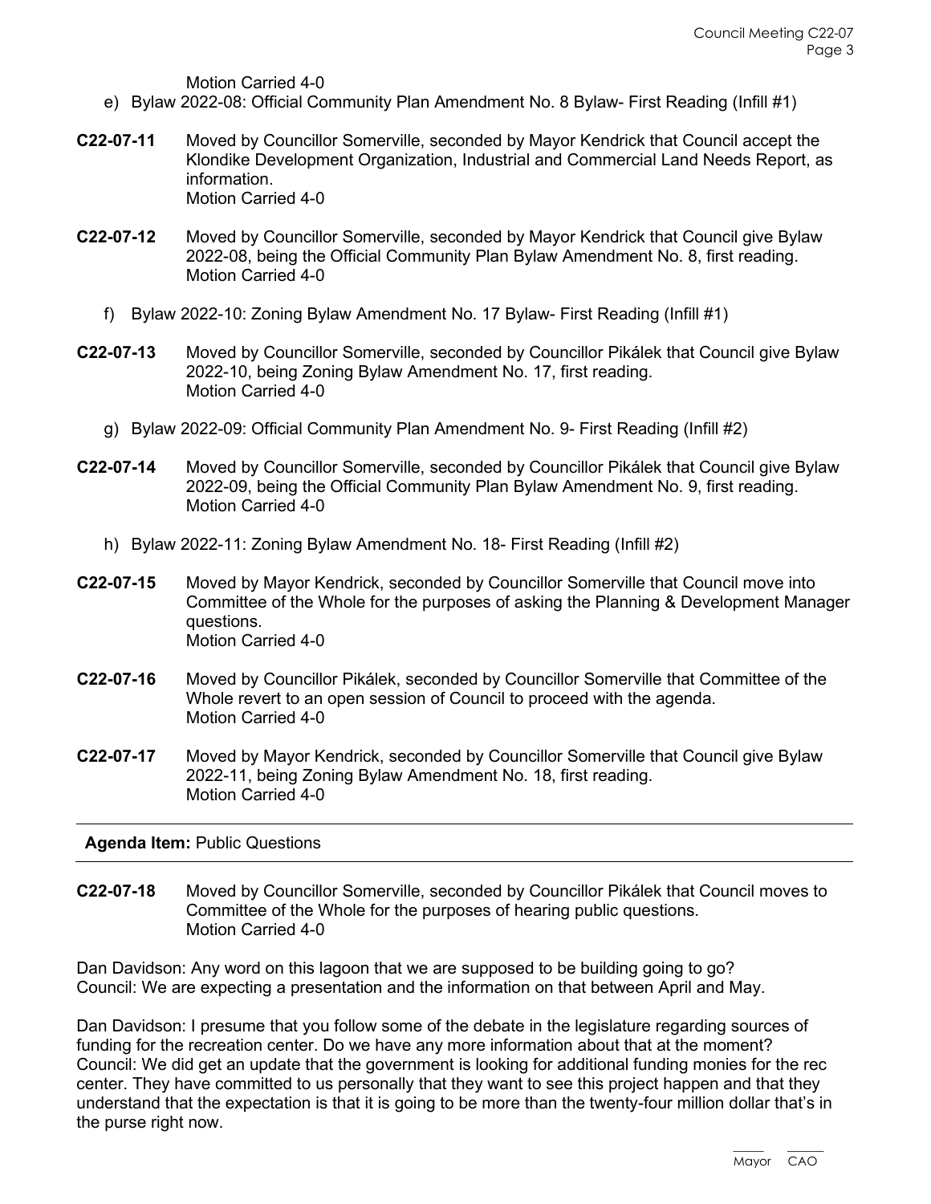Motion Carried 4-0

e) Bylaw 2022-08: Official Community Plan Amendment No. 8 Bylaw- First Reading (Infill #1)

**C22-07-11** Moved by Councillor Somerville, seconded by Mayor Kendrick that Council accept the Klondike Development Organization, Industrial and Commercial Land Needs Report, as information.
Motion Carried 4-0

**C22-07-12** Moved by Councillor Somerville, seconded by Mayor Kendrick that Council give Bylaw 2022-08, being the Official Community Plan Bylaw Amendment No. 8, first reading.
Motion Carried 4-0

f) Bylaw 2022-10: Zoning Bylaw Amendment No. 17 Bylaw- First Reading (Infill #1)

**C22-07-13** Moved by Councillor Somerville, seconded by Councillor Pikálek that Council give Bylaw 2022-10, being Zoning Bylaw Amendment No. 17, first reading.
Motion Carried 4-0

g) Bylaw 2022-09: Official Community Plan Amendment No. 9- First Reading (Infill #2)

**C22-07-14** Moved by Councillor Somerville, seconded by Councillor Pikálek that Council give Bylaw 2022-09, being the Official Community Plan Bylaw Amendment No. 9, first reading.
Motion Carried 4-0

h) Bylaw 2022-11: Zoning Bylaw Amendment No. 18- First Reading (Infill #2)

**C22-07-15** Moved by Mayor Kendrick, seconded by Councillor Somerville that Council move into Committee of the Whole for the purposes of asking the Planning & Development Manager questions.
Motion Carried 4-0

**C22-07-16** Moved by Councillor Pikálek, seconded by Councillor Somerville that Committee of the Whole revert to an open session of Council to proceed with the agenda.
Motion Carried 4-0

**C22-07-17** Moved by Mayor Kendrick, seconded by Councillor Somerville that Council give Bylaw 2022-11, being Zoning Bylaw Amendment No. 18, first reading.
Motion Carried 4-0

---

**Agenda Item:** Public Questions

---

**C22-07-18** Moved by Councillor Somerville, seconded by Councillor Pikálek that Council moves to Committee of the Whole for the purposes of hearing public questions.
Motion Carried 4-0

Dan Davidson: Any word on this lagoon that we are supposed to be building going to go?
Council: We are expecting a presentation and the information on that between April and May.

Dan Davidson: I presume that you follow some of the debate in the legislature regarding sources of funding for the recreation center. Do we have any more information about that at the moment?
Council: We did get an update that the government is looking for additional funding monies for the rec center. They have committed to us personally that they want to see this project happen and that they understand that the expectation is that it is going to be more than the twenty-four million dollar that's in the purse right now.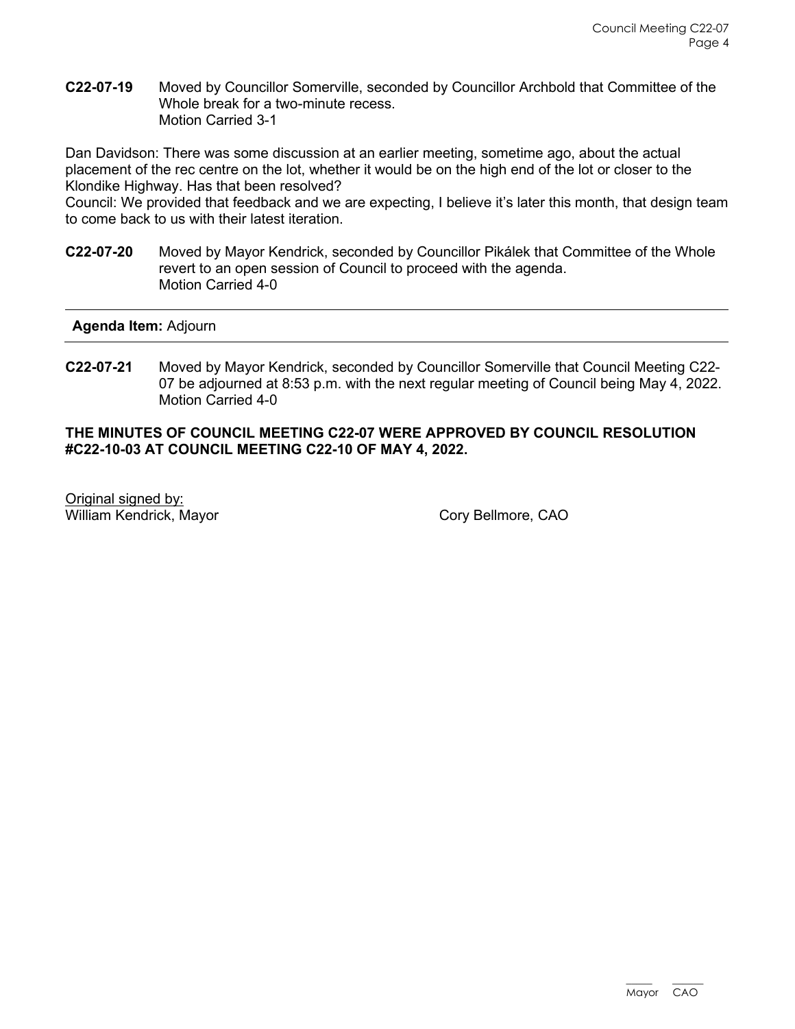**C22-07-19** Moved by Councillor Somerville, seconded by Councillor Archbold that Committee of the Whole break for a two-minute recess.
Motion Carried 3-1

Dan Davidson: There was some discussion at an earlier meeting, sometime ago, about the actual placement of the rec centre on the lot, whether it would be on the high end of the lot or closer to the Klondike Highway. Has that been resolved?
Council: We provided that feedback and we are expecting, I believe it's later this month, that design team to come back to us with their latest iteration.

**C22-07-20** Moved by Mayor Kendrick, seconded by Councillor Pikálek that Committee of the Whole revert to an open session of Council to proceed with the agenda.
Motion Carried 4-0

---

**Agenda Item:** Adjourn

---

**C22-07-21** Moved by Mayor Kendrick, seconded by Councillor Somerville that Council Meeting C22-07 be adjourned at 8:53 p.m. with the next regular meeting of Council being May 4, 2022.
Motion Carried 4-0

**THE MINUTES OF COUNCIL MEETING C22-07 WERE APPROVED BY COUNCIL RESOLUTION #C22-10-03 AT COUNCIL MEETING C22-10 OF MAY 4, 2022.**

Original signed by:
William Kendrick, Mayor

Cory Bellmore, CAO